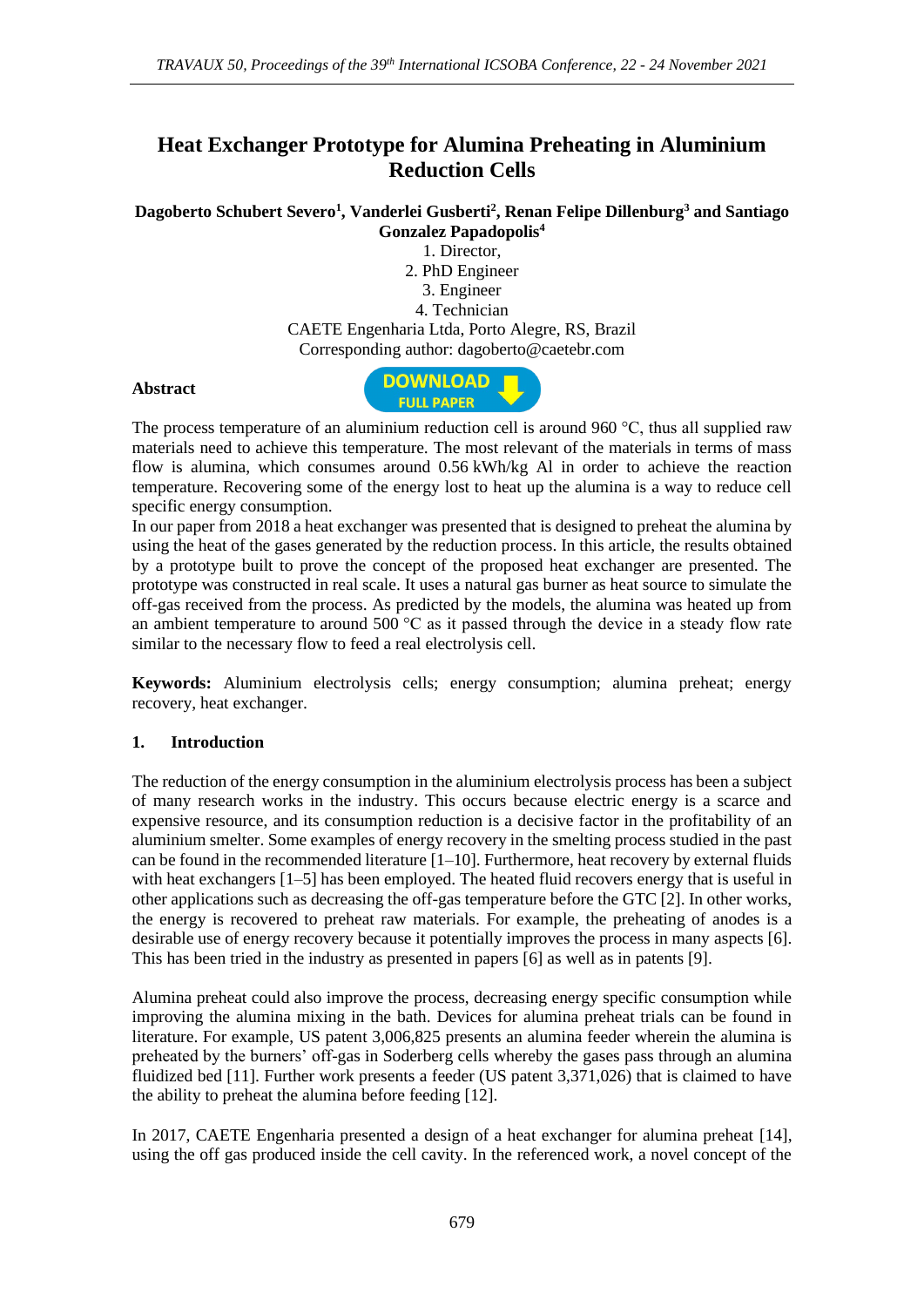# Heat Exchanger Prototype for Alumina Preheating in Aluminium Reduction Cells

**Dagoberto Schubert Severo[1], Vanderlei Gusberti[2], Renan Felipe Dillenburg[3] and Santiago Gonzalez Papadopolis[4]**

1. Director,
2. PhD Engineer
3. Engineer
4. Technician

CAETE Engenharia Ltda, Porto Alegre, RS, Brazil
Corresponding author: dagoberto@caetebr.com

## Abstract

The process temperature of an aluminium reduction cell is around 960 °C, thus all supplied raw materials need to achieve this temperature. The most relevant of the materials in terms of mass flow is alumina, which consumes around 0.56 kWh/kg Al in order to achieve the reaction temperature. Recovering some of the energy lost to heat up the alumina is a way to reduce cell specific energy consumption.

In our paper from 2018 a heat exchanger was presented that is designed to preheat the alumina by using the heat of the gases generated by the reduction process. In this article, the results obtained by a prototype built to prove the concept of the proposed heat exchanger are presented. The prototype was constructed in real scale. It uses a natural gas burner as heat source to simulate the off-gas received from the process. As predicted by the models, the alumina was heated up from an ambient temperature to around 500 °C as it passed through the device in a steady flow rate similar to the necessary flow to feed a real electrolysis cell.

**Keywords:** Aluminium electrolysis cells; energy consumption; alumina preheat; energy recovery, heat exchanger.

## 1. Introduction

The reduction of the energy consumption in the aluminium electrolysis process has been a subject of many research works in the industry. This occurs because electric energy is a scarce and expensive resource, and its consumption reduction is a decisive factor in the profitability of an aluminium smelter. Some examples of energy recovery in the smelting process studied in the past can be found in the recommended literature [1–10]. Furthermore, heat recovery by external fluids with heat exchangers [1–5] has been employed. The heated fluid recovers energy that is useful in other applications such as decreasing the off-gas temperature before the GTC [2]. In other works, the energy is recovered to preheat raw materials. For example, the preheating of anodes is a desirable use of energy recovery because it potentially improves the process in many aspects [6]. This has been tried in the industry as presented in papers [6] as well as in patents [9].

Alumina preheat could also improve the process, decreasing energy specific consumption while improving the alumina mixing in the bath. Devices for alumina preheat trials can be found in literature. For example, US patent 3,006,825 presents an alumina feeder wherein the alumina is preheated by the burners' off-gas in Soderberg cells whereby the gases pass through an alumina fluidized bed [11]. Further work presents a feeder (US patent 3,371,026) that is claimed to have the ability to preheat the alumina before feeding [12].

In 2017, CAETE Engenharia presented a design of a heat exchanger for alumina preheat [14], using the off gas produced inside the cell cavity. In the referenced work, a novel concept of the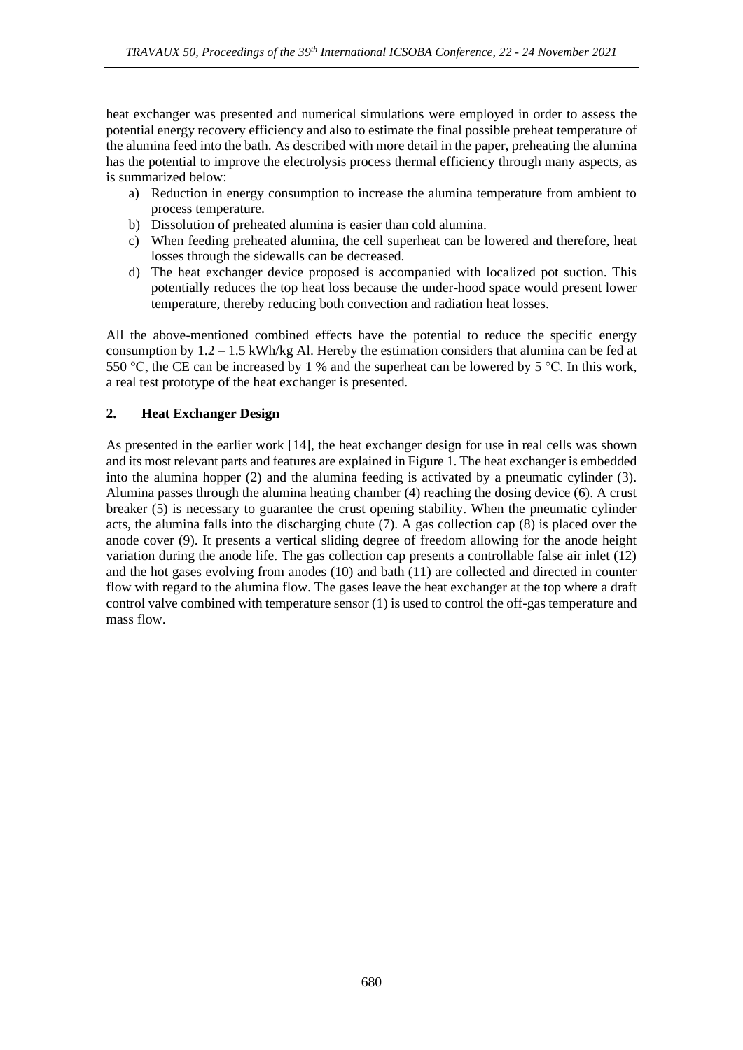heat exchanger was presented and numerical simulations were employed in order to assess the potential energy recovery efficiency and also to estimate the final possible preheat temperature of the alumina feed into the bath. As described with more detail in the paper, preheating the alumina has the potential to improve the electrolysis process thermal efficiency through many aspects, as is summarized below:

a) Reduction in energy consumption to increase the alumina temperature from ambient to process temperature.
b) Dissolution of preheated alumina is easier than cold alumina.
c) When feeding preheated alumina, the cell superheat can be lowered and therefore, heat losses through the sidewalls can be decreased.
d) The heat exchanger device proposed is accompanied with localized pot suction. This potentially reduces the top heat loss because the under-hood space would present lower temperature, thereby reducing both convection and radiation heat losses.

All the above-mentioned combined effects have the potential to reduce the specific energy consumption by 1.2 – 1.5 kWh/kg Al. Hereby the estimation considers that alumina can be fed at 550 °C, the CE can be increased by 1 % and the superheat can be lowered by 5 °C. In this work, a real test prototype of the heat exchanger is presented.

## 2. Heat Exchanger Design

As presented in the earlier work [14], the heat exchanger design for use in real cells was shown and its most relevant parts and features are explained in Figure 1. The heat exchanger is embedded into the alumina hopper (2) and the alumina feeding is activated by a pneumatic cylinder (3). Alumina passes through the alumina heating chamber (4) reaching the dosing device (6). A crust breaker (5) is necessary to guarantee the crust opening stability. When the pneumatic cylinder acts, the alumina falls into the discharging chute (7). A gas collection cap (8) is placed over the anode cover (9). It presents a vertical sliding degree of freedom allowing for the anode height variation during the anode life. The gas collection cap presents a controllable false air inlet (12) and the hot gases evolving from anodes (10) and bath (11) are collected and directed in counter flow with regard to the alumina flow. The gases leave the heat exchanger at the top where a draft control valve combined with temperature sensor (1) is used to control the off-gas temperature and mass flow.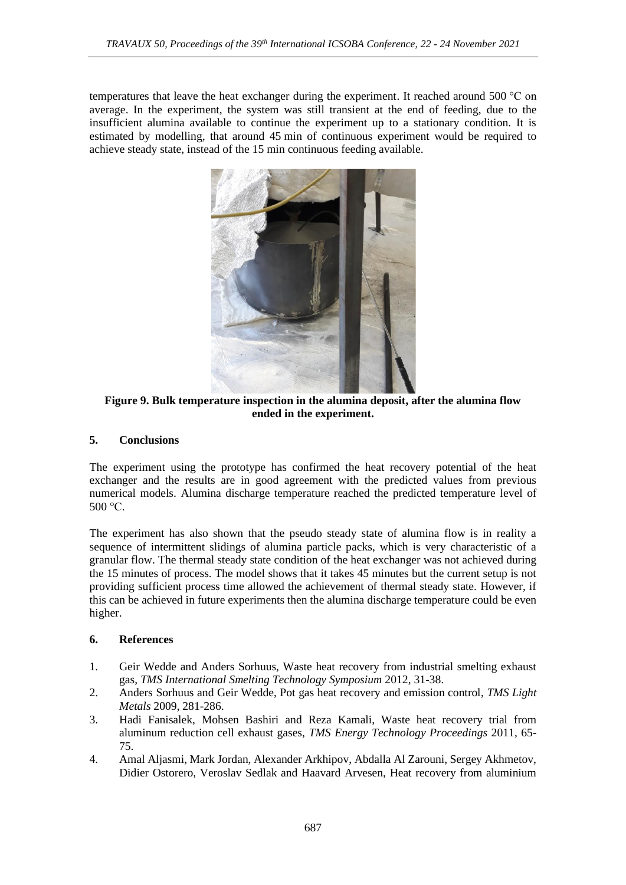temperatures that leave the heat exchanger during the experiment. It reached around 500 °C on average. In the experiment, the system was still transient at the end of feeding, due to the insufficient alumina available to continue the experiment up to a stationary condition. It is estimated by modelling, that around 45 min of continuous experiment would be required to achieve steady state, instead of the 15 min continuous feeding available.

**Figure 9. Bulk temperature inspection in the alumina deposit, after the alumina flow ended in the experiment.**

## 5. Conclusions

The experiment using the prototype has confirmed the heat recovery potential of the heat exchanger and the results are in good agreement with the predicted values from previous numerical models. Alumina discharge temperature reached the predicted temperature level of 500 °C.

The experiment has also shown that the pseudo steady state of alumina flow is in reality a sequence of intermittent slidings of alumina particle packs, which is very characteristic of a granular flow. The thermal steady state condition of the heat exchanger was not achieved during the 15 minutes of process. The model shows that it takes 45 minutes but the current setup is not providing sufficient process time allowed the achievement of thermal steady state. However, if this can be achieved in future experiments then the alumina discharge temperature could be even higher.

## 6. References

1. Geir Wedde and Anders Sorhuus, Waste heat recovery from industrial smelting exhaust gas, *TMS International Smelting Technology Symposium* 2012, 31-38.
2. Anders Sorhuus and Geir Wedde, Pot gas heat recovery and emission control, *TMS Light Metals* 2009, 281-286.
3. Hadi Fanisalek, Mohsen Bashiri and Reza Kamali, Waste heat recovery trial from aluminum reduction cell exhaust gases, *TMS Energy Technology Proceedings* 2011, 65-75.
4. Amal Aljasmi, Mark Jordan, Alexander Arkhipov, Abdalla Al Zarouni, Sergey Akhmetov, Didier Ostorero, Veroslav Sedlak and Haavard Arvesen, Heat recovery from aluminium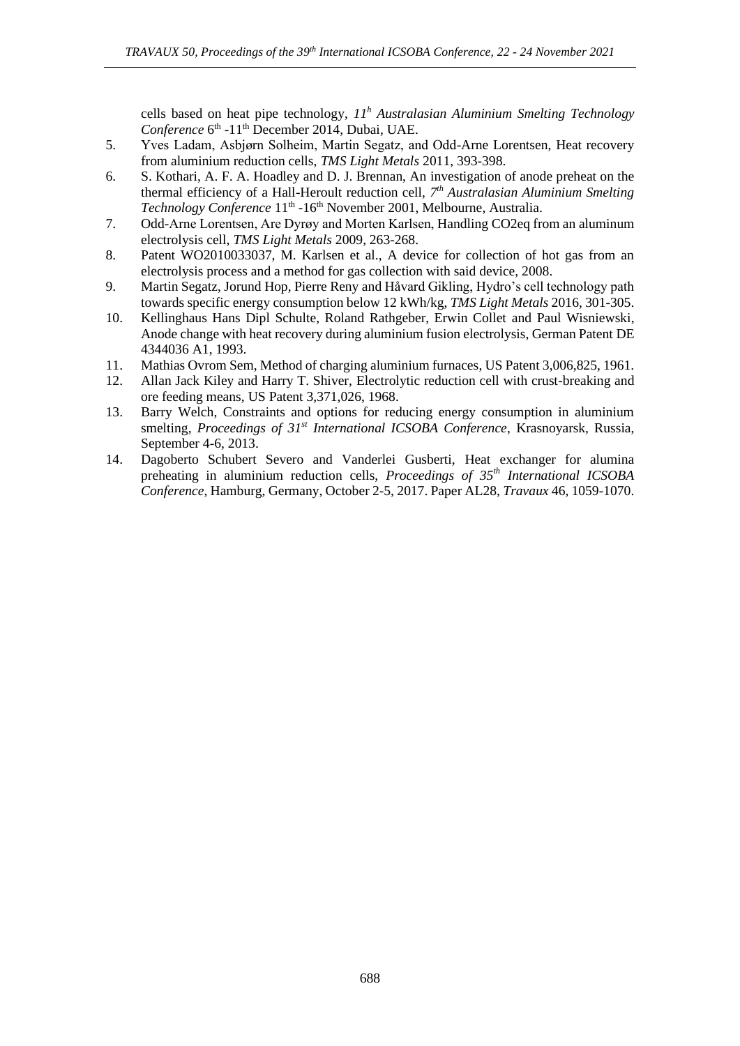cells based on heat pipe technology, *11h Australasian Aluminium Smelting Technology Conference* 6th -11th December 2014, Dubai, UAE.

5. Yves Ladam, Asbjørn Solheim, Martin Segatz, and Odd-Arne Lorentsen, Heat recovery from aluminium reduction cells, *TMS Light Metals* 2011, 393-398.
6. S. Kothari, A. F. A. Hoadley and D. J. Brennan, An investigation of anode preheat on the thermal efficiency of a Hall-Heroult reduction cell, *7th Australasian Aluminium Smelting Technology Conference* 11th -16th November 2001, Melbourne, Australia.
7. Odd-Arne Lorentsen, Are Dyrøy and Morten Karlsen, Handling CO2eq from an aluminum electrolysis cell, *TMS Light Metals* 2009, 263-268.
8. Patent WO2010033037, M. Karlsen et al., A device for collection of hot gas from an electrolysis process and a method for gas collection with said device, 2008.
9. Martin Segatz, Jorund Hop, Pierre Reny and Håvard Gikling, Hydro's cell technology path towards specific energy consumption below 12 kWh/kg, *TMS Light Metals* 2016, 301-305.
10. Kellinghaus Hans Dipl Schulte, Roland Rathgeber, Erwin Collet and Paul Wisniewski, Anode change with heat recovery during aluminium fusion electrolysis, German Patent DE 4344036 A1, 1993.
11. Mathias Ovrom Sem, Method of charging aluminium furnaces, US Patent 3,006,825, 1961.
12. Allan Jack Kiley and Harry T. Shiver, Electrolytic reduction cell with crust-breaking and ore feeding means, US Patent 3,371,026, 1968.
13. Barry Welch, Constraints and options for reducing energy consumption in aluminium smelting, *Proceedings of 31st International ICSOBA Conference*, Krasnoyarsk, Russia, September 4-6, 2013.
14. Dagoberto Schubert Severo and Vanderlei Gusberti, Heat exchanger for alumina preheating in aluminium reduction cells, *Proceedings of 35th International ICSOBA Conference*, Hamburg, Germany, October 2-5, 2017. Paper AL28, *Travaux* 46, 1059-1070.